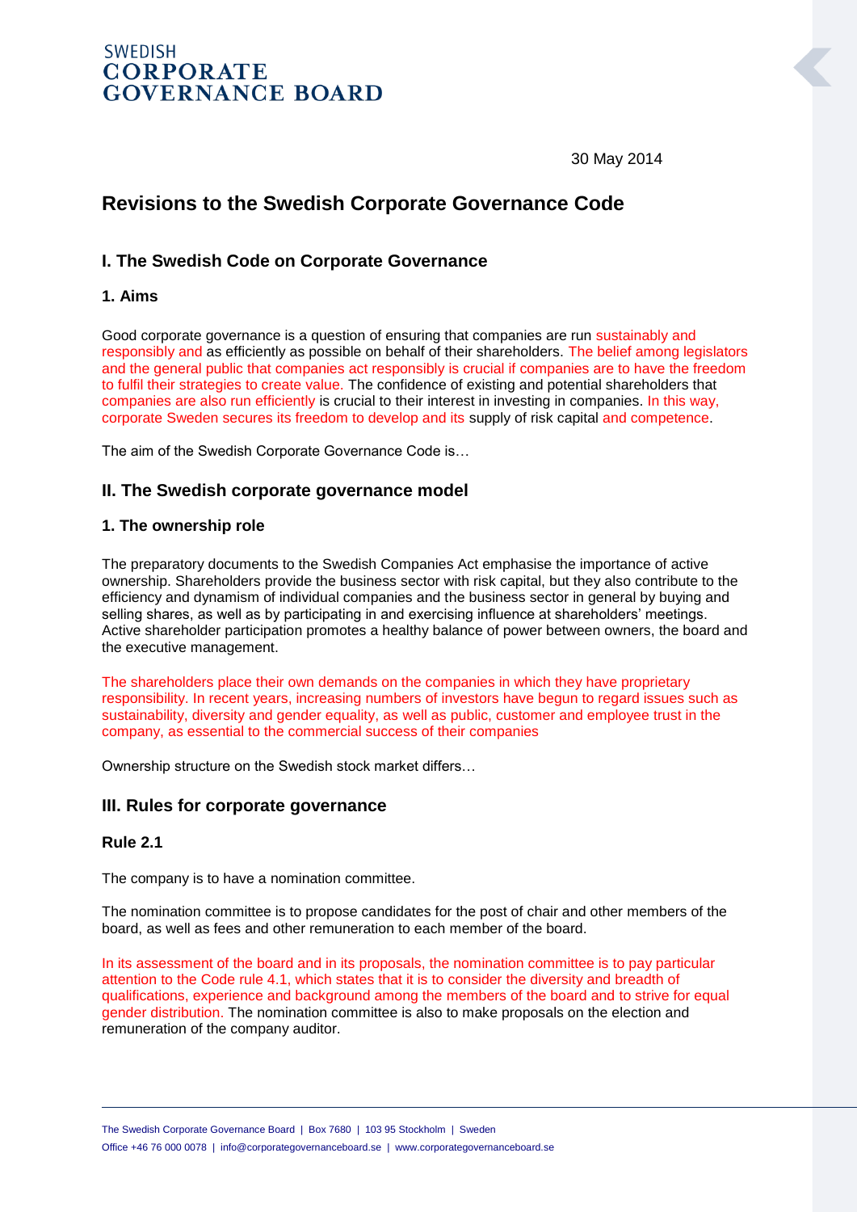SWEDISH
**CORPORATE GOVERNANCE BOARD**

30 May 2014

# Revisions to the Swedish Corporate Governance Code

## I. The Swedish Code on Corporate Governance

### 1. Aims

Good corporate governance is a question of ensuring that companies are run sustainably and responsibly and as efficiently as possible on behalf of their shareholders. The belief among legislators and the general public that companies act responsibly is crucial if companies are to have the freedom to fulfil their strategies to create value. The confidence of existing and potential shareholders that companies are also run efficiently is crucial to their interest in investing in companies. In this way, corporate Sweden secures its freedom to develop and its supply of risk capital and competence.

The aim of the Swedish Corporate Governance Code is…

## II. The Swedish corporate governance model

### 1. The ownership role

The preparatory documents to the Swedish Companies Act emphasise the importance of active ownership. Shareholders provide the business sector with risk capital, but they also contribute to the efficiency and dynamism of individual companies and the business sector in general by buying and selling shares, as well as by participating in and exercising influence at shareholders' meetings. Active shareholder participation promotes a healthy balance of power between owners, the board and the executive management.

The shareholders place their own demands on the companies in which they have proprietary responsibility. In recent years, increasing numbers of investors have begun to regard issues such as sustainability, diversity and gender equality, as well as public, customer and employee trust in the company, as essential to the commercial success of their companies

Ownership structure on the Swedish stock market differs…

## III. Rules for corporate governance

### Rule 2.1

The company is to have a nomination committee.

The nomination committee is to propose candidates for the post of chair and other members of the board, as well as fees and other remuneration to each member of the board.

In its assessment of the board and in its proposals, the nomination committee is to pay particular attention to the Code rule 4.1, which states that it is to consider the diversity and breadth of qualifications, experience and background among the members of the board and to strive for equal gender distribution. The nomination committee is also to make proposals on the election and remuneration of the company auditor.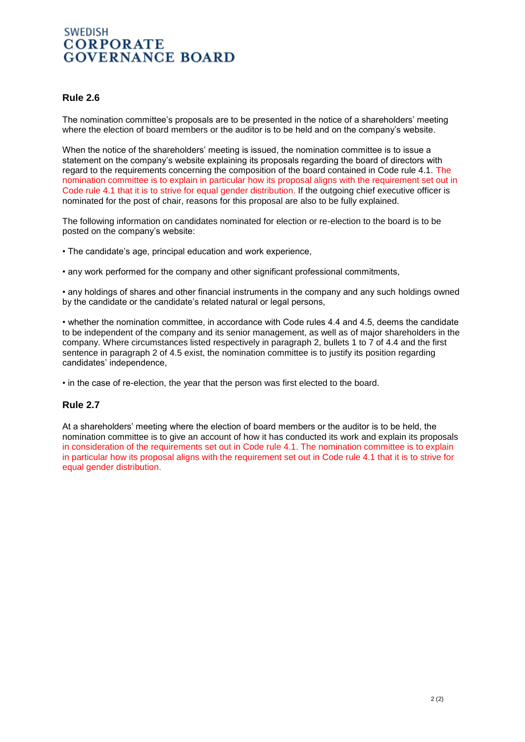SWEDISH
CORPORATE
GOVERNANCE BOARD

## Rule 2.6

The nomination committee's proposals are to be presented in the notice of a shareholders' meeting where the election of board members or the auditor is to be held and on the company's website.

When the notice of the shareholders' meeting is issued, the nomination committee is to issue a statement on the company's website explaining its proposals regarding the board of directors with regard to the requirements concerning the composition of the board contained in Code rule 4.1. The nomination committee is to explain in particular how its proposal aligns with the requirement set out in Code rule 4.1 that it is to strive for equal gender distribution. If the outgoing chief executive officer is nominated for the post of chair, reasons for this proposal are also to be fully explained.

The following information on candidates nominated for election or re-election to the board is to be posted on the company's website:

- The candidate's age, principal education and work experience,
- any work performed for the company and other significant professional commitments,
- any holdings of shares and other financial instruments in the company and any such holdings owned by the candidate or the candidate's related natural or legal persons,
- whether the nomination committee, in accordance with Code rules 4.4 and 4.5, deems the candidate to be independent of the company and its senior management, as well as of major shareholders in the company. Where circumstances listed respectively in paragraph 2, bullets 1 to 7 of 4.4 and the first sentence in paragraph 2 of 4.5 exist, the nomination committee is to justify its position regarding candidates' independence,
- in the case of re-election, the year that the person was first elected to the board.

## Rule 2.7

At a shareholders' meeting where the election of board members or the auditor is to be held, the nomination committee is to give an account of how it has conducted its work and explain its proposals in consideration of the requirements set out in Code rule 4.1. The nomination committee is to explain in particular how its proposal aligns with the requirement set out in Code rule 4.1 that it is to strive for equal gender distribution.